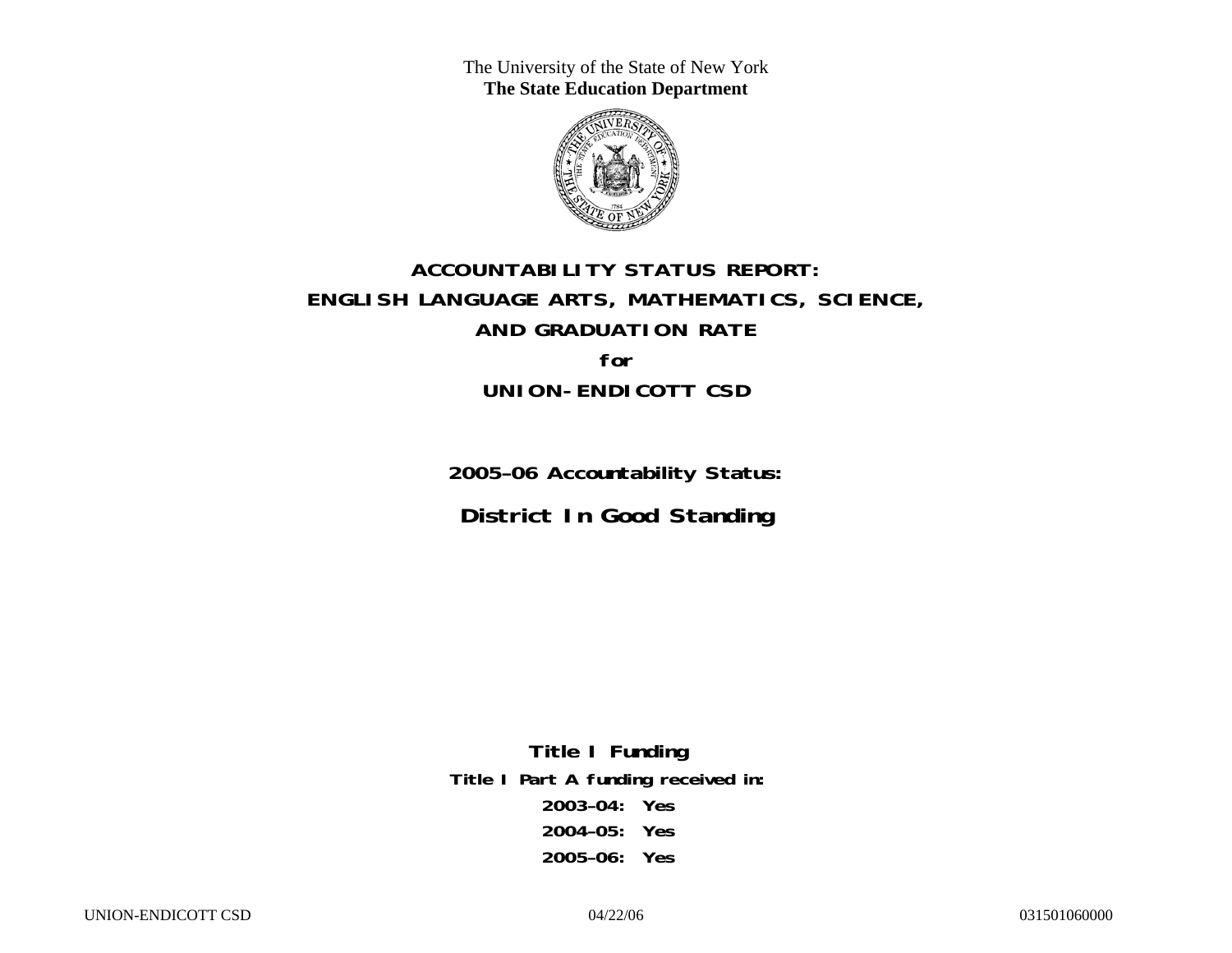The University of the State of New York
**The State Education Department**

# ACCOUNTABILITY STATUS REPORT: ENGLISH LANGUAGE ARTS, MATHEMATICS, SCIENCE, AND GRADUATION RATE

**for**

# UNION-ENDICOTT CSD

## 2005–06 Accountability Status:

## District In Good Standing

**Title I Funding**

**Title I Part A funding received in:**

**2003–04: Yes**

**2004–05: Yes**

**2005–06: Yes**

UNION-ENDICOTT CSD 04/22/06 031501060000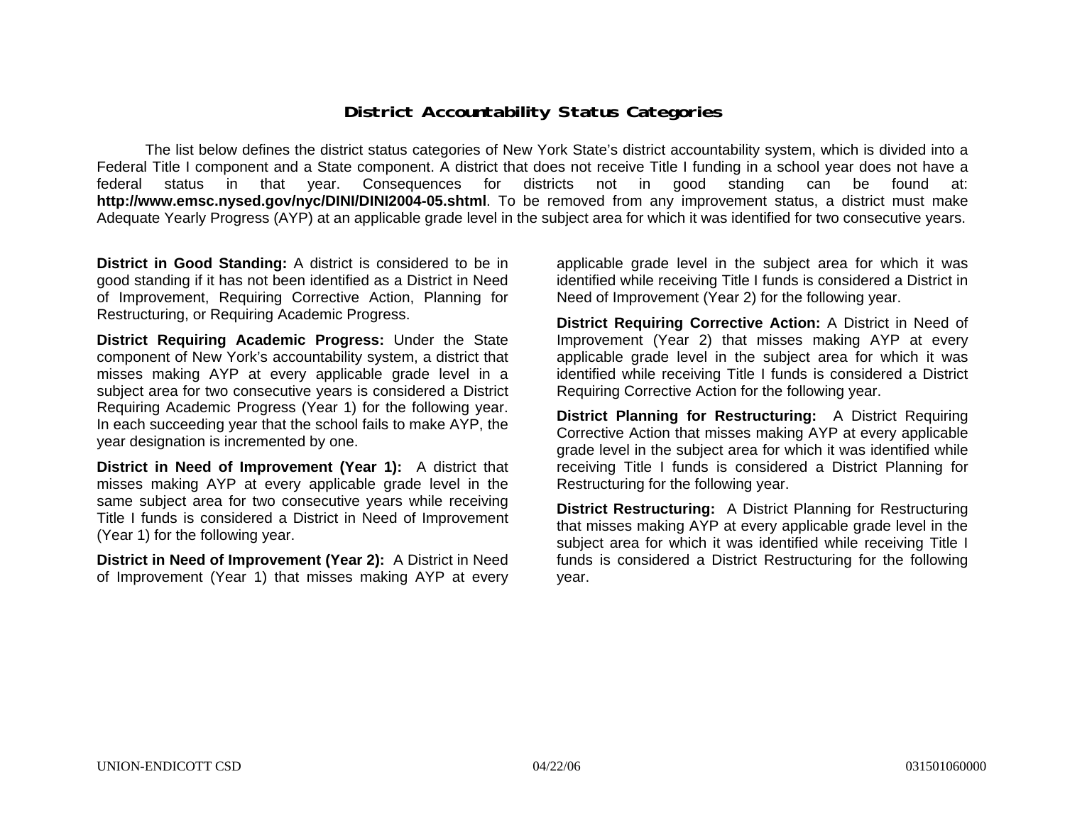# District Accountability Status Categories

The list below defines the district status categories of New York State's district accountability system, which is divided into a Federal Title I component and a State component. A district that does not receive Title I funding in a school year does not have a federal status in that year. Consequences for districts not in good standing can be found at: **http://www.emsc.nysed.gov/nyc/DINI/DINI2004-05.shtml**. To be removed from any improvement status, a district must make Adequate Yearly Progress (AYP) at an applicable grade level in the subject area for which it was identified for two consecutive years.

**District in Good Standing:** A district is considered to be in good standing if it has not been identified as a District in Need of Improvement, Requiring Corrective Action, Planning for Restructuring, or Requiring Academic Progress.

**District Requiring Academic Progress:** Under the State component of New York's accountability system, a district that misses making AYP at every applicable grade level in a subject area for two consecutive years is considered a District Requiring Academic Progress (Year 1) for the following year. In each succeeding year that the school fails to make AYP, the year designation is incremented by one.

**District in Need of Improvement (Year 1):** A district that misses making AYP at every applicable grade level in the same subject area for two consecutive years while receiving Title I funds is considered a District in Need of Improvement (Year 1) for the following year.

**District in Need of Improvement (Year 2):** A District in Need of Improvement (Year 1) that misses making AYP at every applicable grade level in the subject area for which it was identified while receiving Title I funds is considered a District in Need of Improvement (Year 2) for the following year.

**District Requiring Corrective Action:** A District in Need of Improvement (Year 2) that misses making AYP at every applicable grade level in the subject area for which it was identified while receiving Title I funds is considered a District Requiring Corrective Action for the following year.

**District Planning for Restructuring:** A District Requiring Corrective Action that misses making AYP at every applicable grade level in the subject area for which it was identified while receiving Title I funds is considered a District Planning for Restructuring for the following year.

**District Restructuring:** A District Planning for Restructuring that misses making AYP at every applicable grade level in the subject area for which it was identified while receiving Title I funds is considered a District Restructuring for the following year.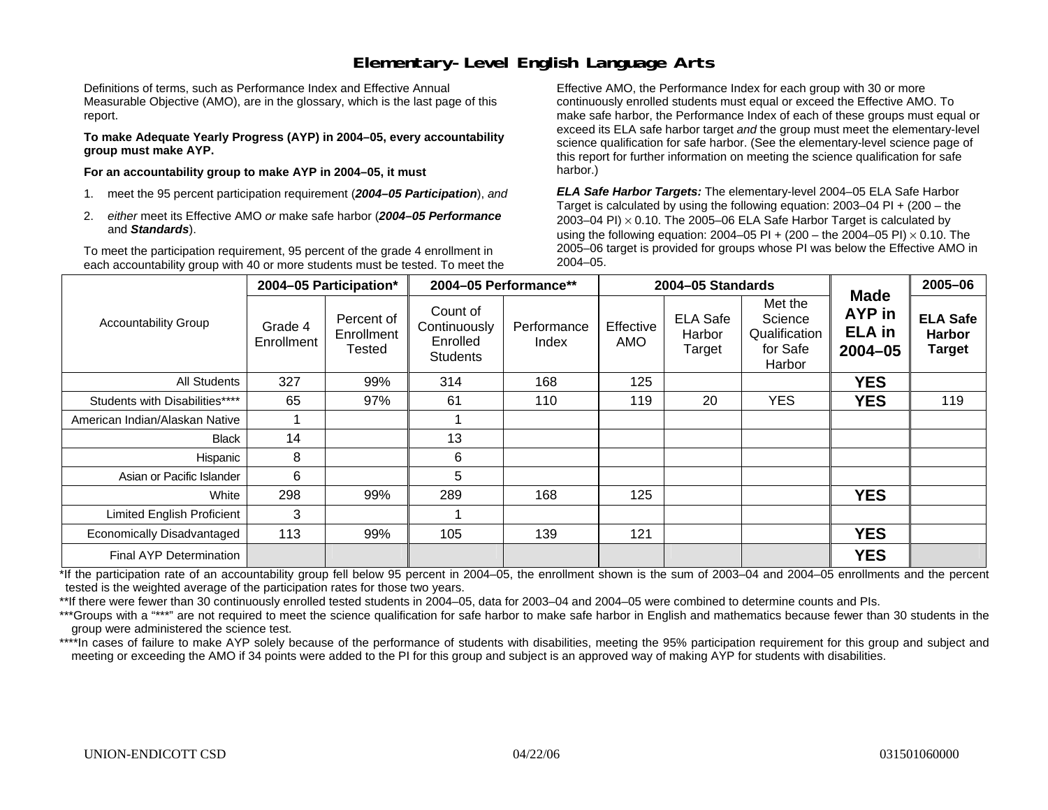# Elementary-Level English Language Arts

Definitions of terms, such as Performance Index and Effective Annual Measurable Objective (AMO), are in the glossary, which is the last page of this report.

**To make Adequate Yearly Progress (AYP) in 2004–05, every accountability group must make AYP.**

**For an accountability group to make AYP in 2004–05, it must**

1. meet the 95 percent participation requirement (***2004–05 Participation***), *and*
2. *either* meet its Effective AMO *or* make safe harbor (***2004–05 Performance*** and ***Standards***).

To meet the participation requirement, 95 percent of the grade 4 enrollment in each accountability group with 40 or more students must be tested. To meet the Effective AMO, the Performance Index for each group with 30 or more continuously enrolled students must equal or exceed the Effective AMO. To make safe harbor, the Performance Index of each of these groups must equal or exceed its ELA safe harbor target *and* the group must meet the elementary-level science qualification for safe harbor. (See the elementary-level science page of this report for further information on meeting the science qualification for safe harbor.)

***ELA Safe Harbor Targets:*** The elementary-level 2004–05 ELA Safe Harbor Target is calculated by using the following equation: 2003–04 PI + (200 – the 2003–04 PI) $\times$ 0.10. The 2005–06 ELA Safe Harbor Target is calculated by using the following equation: 2004–05 PI + (200 – the 2004–05 PI) $\times$ 0.10. The 2005–06 target is provided for groups whose PI was below the Effective AMO in 2004–05.

| Accountability Group | 2004–05 Participation* | | 2004–05 Performance** | | 2004–05 Standards | | | Made AYP in ELA in 2004–05 | 2005–06 |
|---|---|---|---|---|---|---|---|---|---|
| | Grade 4 Enrollment | Percent of Enrollment Tested | Count of Continuously Enrolled Students | Performance Index | Effective AMO | ELA Safe Harbor Target | Met the Science Qualification for Safe Harbor | | ELA Safe Harbor Target |
| All Students | 327 | 99% | 314 | 168 | 125 | | | **YES** | |
| Students with Disabilities**** | 65 | 97% | 61 | 110 | 119 | 20 | YES | **YES** | 119 |
| American Indian/Alaskan Native | 1 | | 1 | | | | | | |
| Black | 14 | | 13 | | | | | | |
| Hispanic | 8 | | 6 | | | | | | |
| Asian or Pacific Islander | 6 | | 5 | | | | | | |
| White | 298 | 99% | 289 | 168 | 125 | | | **YES** | |
| Limited English Proficient | 3 | | 1 | | | | | | |
| Economically Disadvantaged | 113 | 99% | 105 | 139 | 121 | | | **YES** | |
| Final AYP Determination | | | | | | | | **YES** | |

*If the participation rate of an accountability group fell below 95 percent in 2004–05, the enrollment shown is the sum of 2003–04 and 2004–05 enrollments and the percent tested is the weighted average of the participation rates for those two years.

**If there were fewer than 30 continuously enrolled tested students in 2004–05, data for 2003–04 and 2004–05 were combined to determine counts and PIs.

***Groups with a "***" are not required to meet the science qualification for safe harbor to make safe harbor in English and mathematics because fewer than 30 students in the group were administered the science test.

****In cases of failure to make AYP solely because of the performance of students with disabilities, meeting the 95% participation requirement for this group and subject and meeting or exceeding the AMO if 34 points were added to the PI for this group and subject is an approved way of making AYP for students with disabilities.

UNION-ENDICOTT CSD 04/22/06 031501060000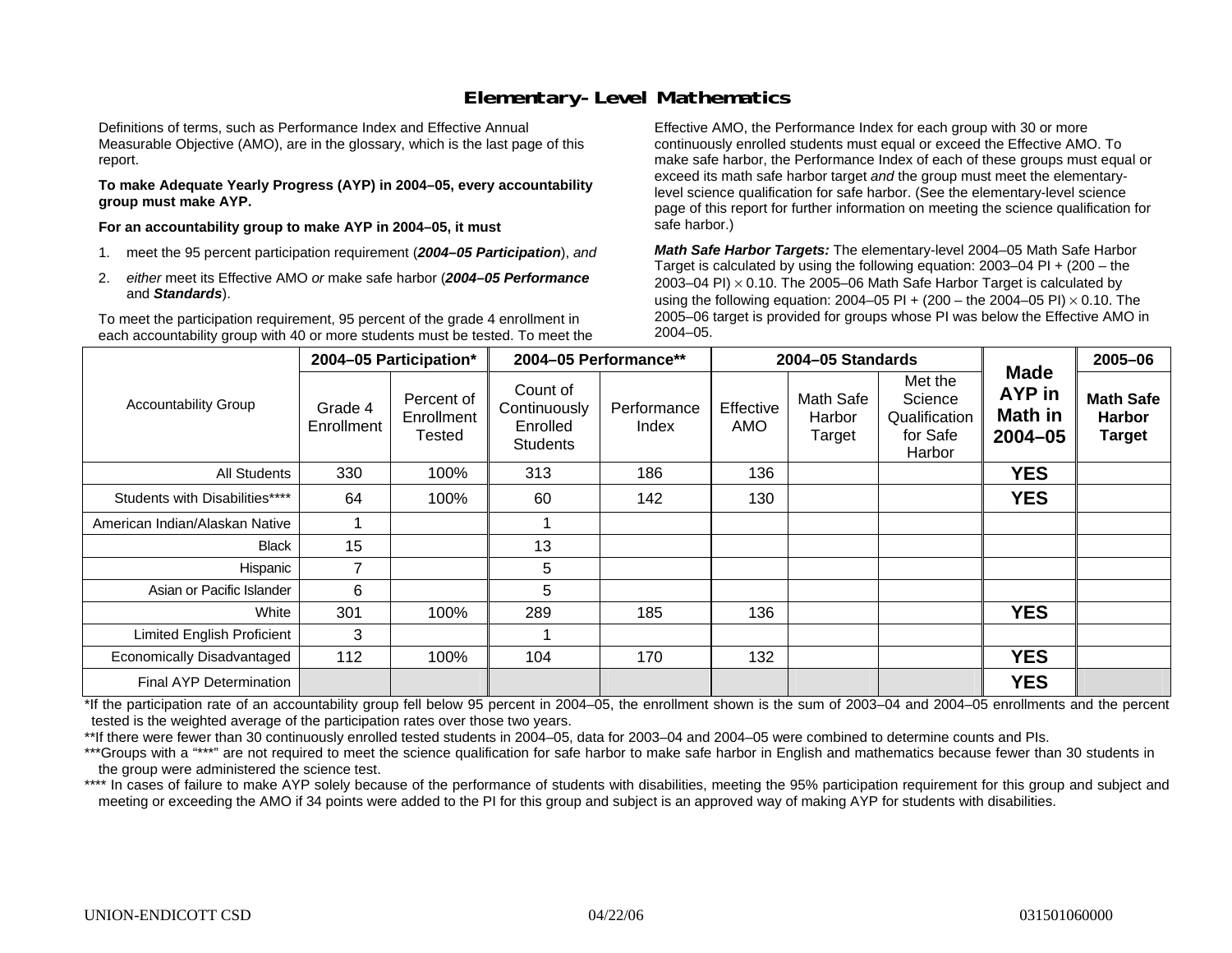# Elementary-Level Mathematics

Definitions of terms, such as Performance Index and Effective Annual Measurable Objective (AMO), are in the glossary, which is the last page of this report.

**To make Adequate Yearly Progress (AYP) in 2004–05, every accountability group must make AYP.**

**For an accountability group to make AYP in 2004–05, it must**

1. meet the 95 percent participation requirement (***2004–05 Participation***), *and*
2. *either* meet its Effective AMO *or* make safe harbor (***2004–05 Performance*** and ***Standards***).

To meet the participation requirement, 95 percent of the grade 4 enrollment in each accountability group with 40 or more students must be tested. To meet the Effective AMO, the Performance Index for each group with 30 or more continuously enrolled students must equal or exceed the Effective AMO. To make safe harbor, the Performance Index of each of these groups must equal or exceed its math safe harbor target *and* the group must meet the elementary-level science qualification for safe harbor. (See the elementary-level science page of this report for further information on meeting the science qualification for safe harbor.)

***Math Safe Harbor Targets:*** The elementary-level 2004–05 Math Safe Harbor Target is calculated by using the following equation: 2003–04 PI + (200 – the 2003–04 PI) $\times$ 0.10. The 2005–06 Math Safe Harbor Target is calculated by using the following equation: 2004–05 PI + (200 – the 2004–05 PI) $\times$ 0.10. The 2005–06 target is provided for groups whose PI was below the Effective AMO in 2004–05.

| Accountability Group | 2004–05 Participation* | | 2004–05 Performance** | | 2004–05 Standards | | | Made AYP in Math in 2004–05 | 2005–06 |
|---|---|---|---|---|---|---|---|---|---|
| | Grade 4 Enrollment | Percent of Enrollment Tested | Count of Continuously Enrolled Students | Performance Index | Effective AMO | Math Safe Harbor Target | Met the Science Qualification for Safe Harbor | | Math Safe Harbor Target |
| All Students | 330 | 100% | 313 | 186 | 136 | | | **YES** | |
| Students with Disabilities**** | 64 | 100% | 60 | 142 | 130 | | | **YES** | |
| American Indian/Alaskan Native | 1 | | 1 | | | | | | |
| Black | 15 | | 13 | | | | | | |
| Hispanic | 7 | | 5 | | | | | | |
| Asian or Pacific Islander | 6 | | 5 | | | | | | |
| White | 301 | 100% | 289 | 185 | 136 | | | **YES** | |
| Limited English Proficient | 3 | | 1 | | | | | | |
| Economically Disadvantaged | 112 | 100% | 104 | 170 | 132 | | | **YES** | |
| Final AYP Determination | | | | | | | | **YES** | |

*If the participation rate of an accountability group fell below 95 percent in 2004–05, the enrollment shown is the sum of 2003–04 and 2004–05 enrollments and the percent tested is the weighted average of the participation rates over those two years.

**If there were fewer than 30 continuously enrolled tested students in 2004–05, data for 2003–04 and 2004–05 were combined to determine counts and PIs.

***Groups with a "***" are not required to meet the science qualification for safe harbor to make safe harbor in English and mathematics because fewer than 30 students in the group were administered the science test.

**** In cases of failure to make AYP solely because of the performance of students with disabilities, meeting the 95% participation requirement for this group and subject and meeting or exceeding the AMO if 34 points were added to the PI for this group and subject is an approved way of making AYP for students with disabilities.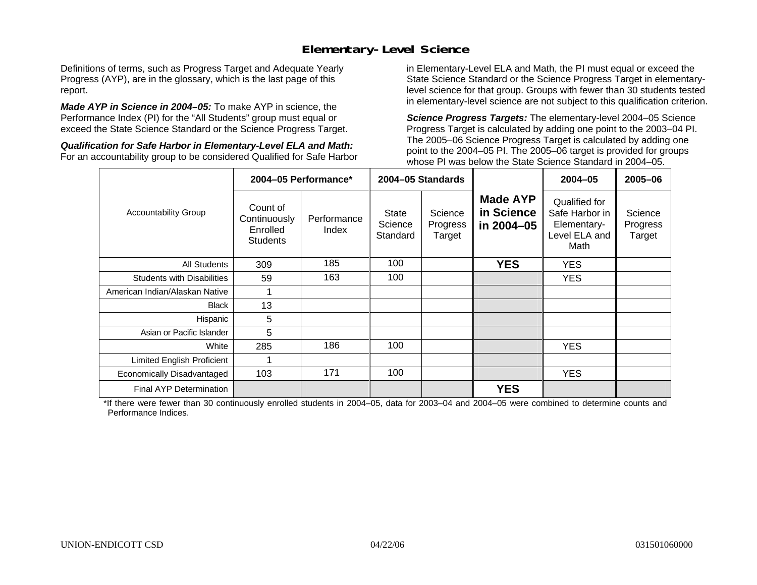# Elementary-Level Science

Definitions of terms, such as Progress Target and Adequate Yearly Progress (AYP), are in the glossary, which is the last page of this report.

***Made AYP in Science in 2004–05:*** To make AYP in science, the Performance Index (PI) for the "All Students" group must equal or exceed the State Science Standard or the Science Progress Target.

***Qualification for Safe Harbor in Elementary-Level ELA and Math:*** For an accountability group to be considered Qualified for Safe Harbor in Elementary-Level ELA and Math, the PI must equal or exceed the State Science Standard or the Science Progress Target in elementary-level science for that group. Groups with fewer than 30 students tested in elementary-level science are not subject to this qualification criterion.

***Science Progress Targets:*** The elementary-level 2004–05 Science Progress Target is calculated by adding one point to the 2003–04 PI. The 2005–06 Science Progress Target is calculated by adding one point to the 2004–05 PI. The 2005–06 target is provided for groups whose PI was below the State Science Standard in 2004–05.

| Accountability Group | 2004–05 Performance* | | 2004–05 Standards | | Made AYP in Science in 2004–05 | 2004–05 | 2005–06 |
|---|---|---|---|---|---|---|---|
| | Count of Continuously Enrolled Students | Performance Index | State Science Standard | Science Progress Target | | Qualified for Safe Harbor in Elementary-Level ELA and Math | Science Progress Target |
| All Students | 309 | 185 | 100 | | **YES** | YES | |
| Students with Disabilities | 59 | 163 | 100 | | | YES | |
| American Indian/Alaskan Native | 1 | | | | | | |
| Black | 13 | | | | | | |
| Hispanic | 5 | | | | | | |
| Asian or Pacific Islander | 5 | | | | | | |
| White | 285 | 186 | 100 | | | YES | |
| Limited English Proficient | 1 | | | | | | |
| Economically Disadvantaged | 103 | 171 | 100 | | | YES | |
| Final AYP Determination | | | | | **YES** | | |

*If there were fewer than 30 continuously enrolled students in 2004–05, data for 2003–04 and 2004–05 were combined to determine counts and Performance Indices.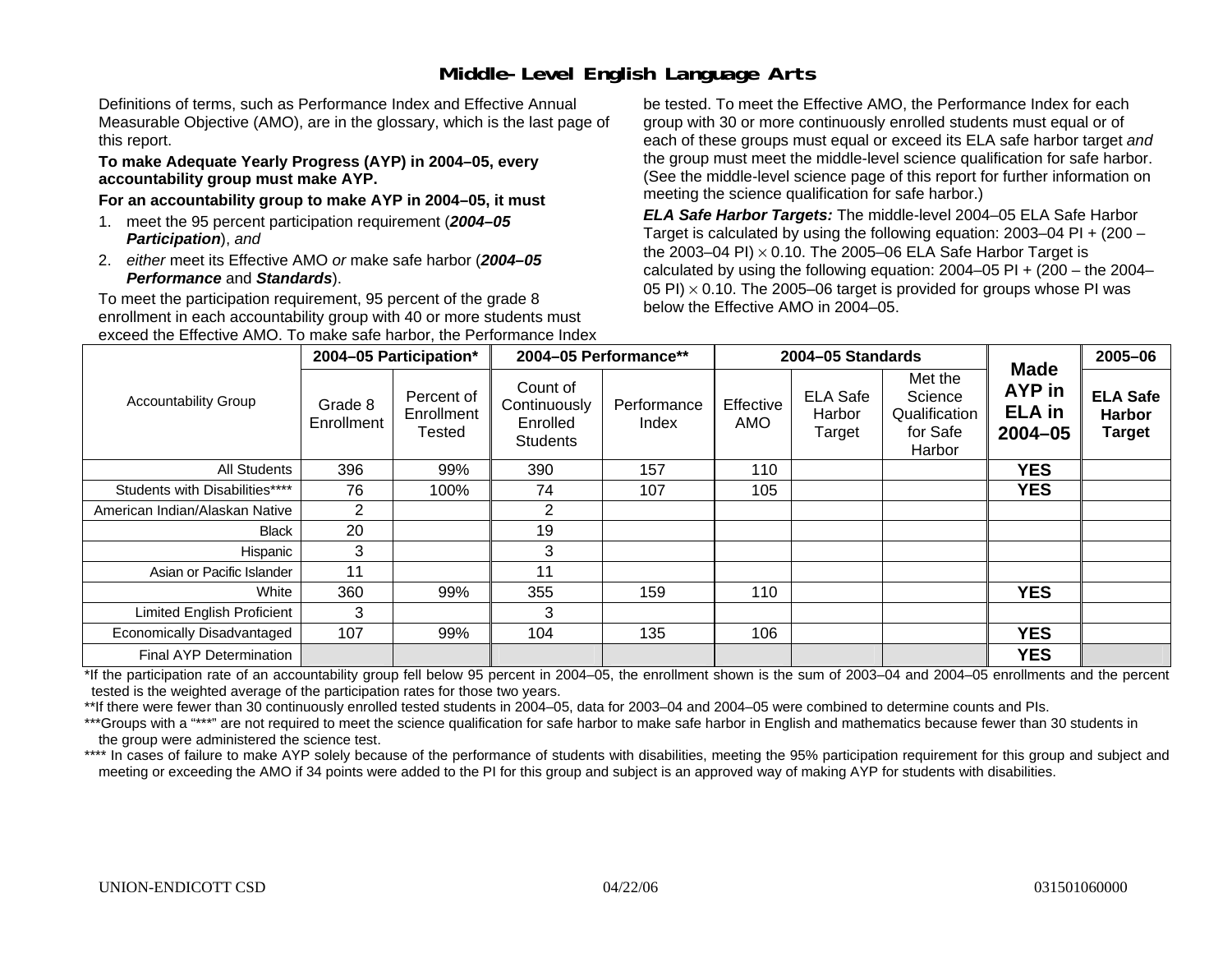# Middle-Level English Language Arts

Definitions of terms, such as Performance Index and Effective Annual Measurable Objective (AMO), are in the glossary, which is the last page of this report.

**To make Adequate Yearly Progress (AYP) in 2004–05, every accountability group must make AYP.**

**For an accountability group to make AYP in 2004–05, it must**

1. meet the 95 percent participation requirement (***2004–05 Participation***), *and*
2. *either* meet its Effective AMO *or* make safe harbor (***2004–05 Performance*** and ***Standards***).

To meet the participation requirement, 95 percent of the grade 8 enrollment in each accountability group with 40 or more students must be tested. To meet the Effective AMO, the Performance Index for each group with 30 or more continuously enrolled students must equal or exceed the Effective AMO. To make safe harbor, the Performance Index of each of these groups must equal or exceed its ELA safe harbor target *and* the group must meet the middle-level science qualification for safe harbor. (See the middle-level science page of this report for further information on meeting the science qualification for safe harbor.)

***ELA Safe Harbor Targets:*** The middle-level 2004–05 ELA Safe Harbor Target is calculated by using the following equation: 2003–04 PI + (200 – the 2003–04 PI) $\times$ 0.10. The 2005–06 ELA Safe Harbor Target is calculated by using the following equation: 2004–05 PI + (200 – the 2004–05 PI) $\times$ 0.10. The 2005–06 target is provided for groups whose PI was below the Effective AMO in 2004–05.

| Accountability Group | 2004–05 Participation* | | 2004–05 Performance** | | 2004–05 Standards | | | Made AYP in ELA in 2004–05 | 2005–06 |
|---|---|---|---|---|---|---|---|---|---|
| | Grade 8 Enrollment | Percent of Enrollment Tested | Count of Continuously Enrolled Students | Performance Index | Effective AMO | ELA Safe Harbor Target | Met the Science Qualification for Safe Harbor | | ELA Safe Harbor Target |
| All Students | 396 | 99% | 390 | 157 | 110 | | | **YES** | |
| Students with Disabilities**** | 76 | 100% | 74 | 107 | 105 | | | **YES** | |
| American Indian/Alaskan Native | 2 | | 2 | | | | | | |
| Black | 20 | | 19 | | | | | | |
| Hispanic | 3 | | 3 | | | | | | |
| Asian or Pacific Islander | 11 | | 11 | | | | | | |
| White | 360 | 99% | 355 | 159 | 110 | | | **YES** | |
| Limited English Proficient | 3 | | 3 | | | | | | |
| Economically Disadvantaged | 107 | 99% | 104 | 135 | 106 | | | **YES** | |
| Final AYP Determination | | | | | | | | **YES** | |

*If the participation rate of an accountability group fell below 95 percent in 2004–05, the enrollment shown is the sum of 2003–04 and 2004–05 enrollments and the percent tested is the weighted average of the participation rates for those two years.

**If there were fewer than 30 continuously enrolled tested students in 2004–05, data for 2003–04 and 2004–05 were combined to determine counts and PIs.

***Groups with a "***" are not required to meet the science qualification for safe harbor to make safe harbor in English and mathematics because fewer than 30 students in the group were administered the science test.

**** In cases of failure to make AYP solely because of the performance of students with disabilities, meeting the 95% participation requirement for this group and subject and meeting or exceeding the AMO if 34 points were added to the PI for this group and subject is an approved way of making AYP for students with disabilities.

UNION-ENDICOTT CSD 04/22/06 031501060000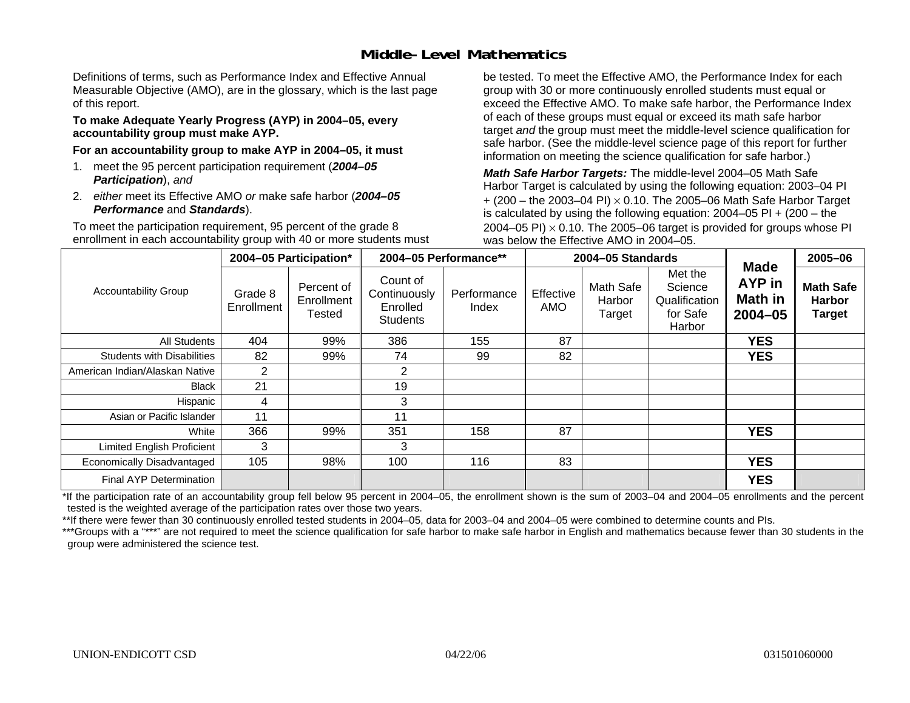# Middle-Level Mathematics

Definitions of terms, such as Performance Index and Effective Annual Measurable Objective (AMO), are in the glossary, which is the last page of this report.

**To make Adequate Yearly Progress (AYP) in 2004–05, every accountability group must make AYP.**

**For an accountability group to make AYP in 2004–05, it must**

1. meet the 95 percent participation requirement (***2004–05 Participation***), *and*
2. *either* meet its Effective AMO *or* make safe harbor (***2004–05 Performance*** and ***Standards***).

To meet the participation requirement, 95 percent of the grade 8 enrollment in each accountability group with 40 or more students must be tested. To meet the Effective AMO, the Performance Index for each group with 30 or more continuously enrolled students must equal or exceed the Effective AMO. To make safe harbor, the Performance Index of each of these groups must equal or exceed its math safe harbor target *and* the group must meet the middle-level science qualification for safe harbor. (See the middle-level science page of this report for further information on meeting the science qualification for safe harbor.)

***Math Safe Harbor Targets:*** The middle-level 2004–05 Math Safe Harbor Target is calculated by using the following equation: 2003–04 PI + (200 – the 2003–04 PI) $\times$ 0.10. The 2005–06 Math Safe Harbor Target is calculated by using the following equation: 2004–05 PI + (200 – the 2004–05 PI) $\times$ 0.10. The 2005–06 target is provided for groups whose PI was below the Effective AMO in 2004–05.

| Accountability Group | 2004–05 Participation* | | 2004–05 Performance** | | 2004–05 Standards | | | Made AYP in Math in 2004–05 | 2005–06 |
|---|---|---|---|---|---|---|---|---|---|
| | Grade 8 Enrollment | Percent of Enrollment Tested | Count of Continuously Enrolled Students | Performance Index | Effective AMO | Math Safe Harbor Target | Met the Science Qualification for Safe Harbor | | Math Safe Harbor Target |
| All Students | 404 | 99% | 386 | 155 | 87 | | | YES | |
| Students with Disabilities | 82 | 99% | 74 | 99 | 82 | | | YES | |
| American Indian/Alaskan Native | 2 | | 2 | | | | | | |
| Black | 21 | | 19 | | | | | | |
| Hispanic | 4 | | 3 | | | | | | |
| Asian or Pacific Islander | 11 | | 11 | | | | | | |
| White | 366 | 99% | 351 | 158 | 87 | | | YES | |
| Limited English Proficient | 3 | | 3 | | | | | | |
| Economically Disadvantaged | 105 | 98% | 100 | 116 | 83 | | | YES | |
| Final AYP Determination | | | | | | | | YES | |

*If the participation rate of an accountability group fell below 95 percent in 2004–05, the enrollment shown is the sum of 2003–04 and 2004–05 enrollments and the percent tested is the weighted average of the participation rates over those two years.

**If there were fewer than 30 continuously enrolled tested students in 2004–05, data for 2003–04 and 2004–05 were combined to determine counts and PIs.

***Groups with a "***" are not required to meet the science qualification for safe harbor to make safe harbor in English and mathematics because fewer than 30 students in the group were administered the science test.

UNION-ENDICOTT CSD 04/22/06 031501060000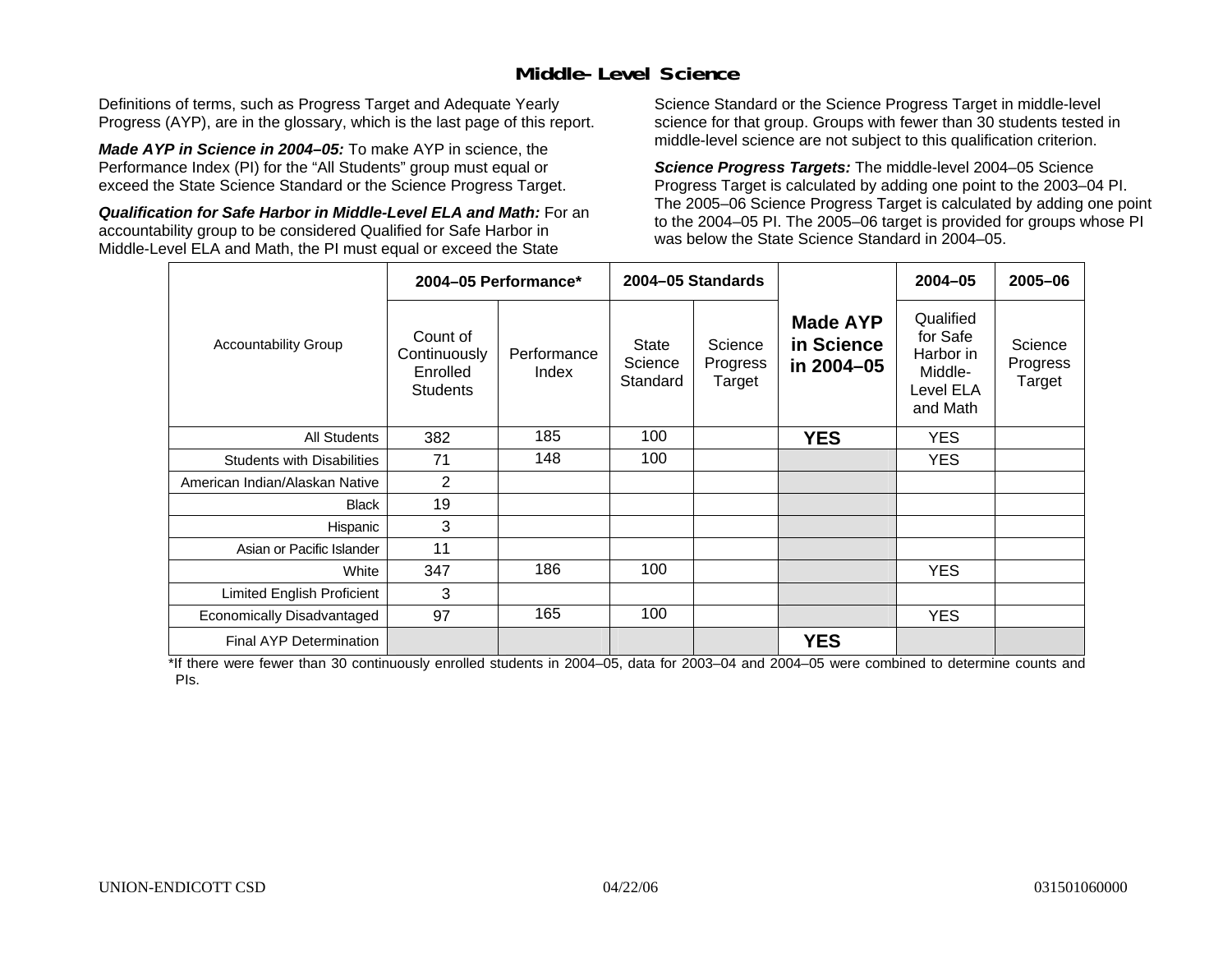## Middle-Level Science

Definitions of terms, such as Progress Target and Adequate Yearly Progress (AYP), are in the glossary, which is the last page of this report.

***Made AYP in Science in 2004–05:*** To make AYP in science, the Performance Index (PI) for the "All Students" group must equal or exceed the State Science Standard or the Science Progress Target.

***Qualification for Safe Harbor in Middle-Level ELA and Math:*** For an accountability group to be considered Qualified for Safe Harbor in Middle-Level ELA and Math, the PI must equal or exceed the State Science Standard or the Science Progress Target in middle-level science for that group. Groups with fewer than 30 students tested in middle-level science are not subject to this qualification criterion.

***Science Progress Targets:*** The middle-level 2004–05 Science Progress Target is calculated by adding one point to the 2003–04 PI. The 2005–06 Science Progress Target is calculated by adding one point to the 2004–05 PI. The 2005–06 target is provided for groups whose PI was below the State Science Standard in 2004–05.

| Accountability Group | 2004–05 Performance* | | 2004–05 Standards | | Made AYP in Science in 2004–05 | 2004–05 | 2005–06 |
|---|---|---|---|---|---|---|---|
| | Count of Continuously Enrolled Students | Performance Index | State Science Standard | Science Progress Target | | Qualified for Safe Harbor in Middle-Level ELA and Math | Science Progress Target |
| All Students | 382 | 185 | 100 | | **YES** | YES | |
| Students with Disabilities | 71 | 148 | 100 | | | YES | |
| American Indian/Alaskan Native | 2 | | | | | | |
| Black | 19 | | | | | | |
| Hispanic | 3 | | | | | | |
| Asian or Pacific Islander | 11 | | | | | | |
| White | 347 | 186 | 100 | | | YES | |
| Limited English Proficient | 3 | | | | | | |
| Economically Disadvantaged | 97 | 165 | 100 | | | YES | |
| Final AYP Determination | | | | | **YES** | | |

*If there were fewer than 30 continuously enrolled students in 2004–05, data for 2003–04 and 2004–05 were combined to determine counts and PIs.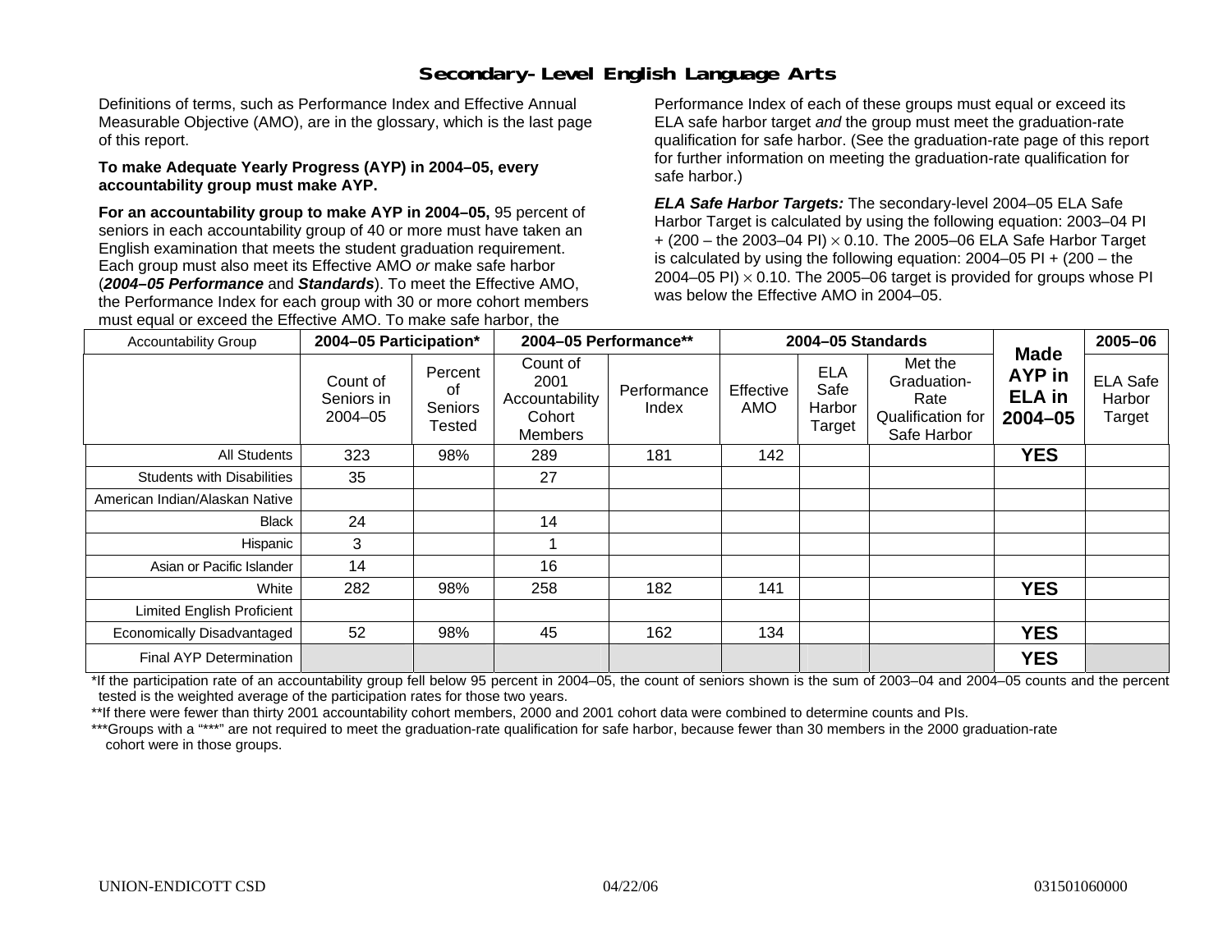# Secondary-Level English Language Arts

Definitions of terms, such as Performance Index and Effective Annual Measurable Objective (AMO), are in the glossary, which is the last page of this report.

**To make Adequate Yearly Progress (AYP) in 2004–05, every accountability group must make AYP.**

**For an accountability group to make AYP in 2004–05,** 95 percent of seniors in each accountability group of 40 or more must have taken an English examination that meets the student graduation requirement. Each group must also meet its Effective AMO *or* make safe harbor (***2004–05 Performance*** and ***Standards***). To meet the Effective AMO, the Performance Index for each group with 30 or more cohort members must equal or exceed the Effective AMO. To make safe harbor, the Performance Index of each of these groups must equal or exceed its ELA safe harbor target *and* the group must meet the graduation-rate qualification for safe harbor. (See the graduation-rate page of this report for further information on meeting the graduation-rate qualification for safe harbor.)

***ELA Safe Harbor Targets:*** The secondary-level 2004–05 ELA Safe Harbor Target is calculated by using the following equation: 2003–04 PI + (200 – the 2003–04 PI) × 0.10. The 2005–06 ELA Safe Harbor Target is calculated by using the following equation: 2004–05 PI + (200 – the 2004–05 PI) × 0.10. The 2005–06 target is provided for groups whose PI was below the Effective AMO in 2004–05.

| Accountability Group | 2004–05 Participation* | | 2004–05 Performance** | | 2004–05 Standards | | | Made AYP in ELA in 2004–05 | 2005–06 |
|---|---|---|---|---|---|---|---|---|---|
| | Count of Seniors in 2004–05 | Percent of Seniors Tested | Count of 2001 Accountability Cohort Members | Performance Index | Effective AMO | ELA Safe Harbor Target | Met the Graduation-Rate Qualification for Safe Harbor | | ELA Safe Harbor Target |
| All Students | 323 | 98% | 289 | 181 | 142 | | | **YES** | |
| Students with Disabilities | 35 | | 27 | | | | | | |
| American Indian/Alaskan Native | | | | | | | | | |
| Black | 24 | | 14 | | | | | | |
| Hispanic | 3 | | 1 | | | | | | |
| Asian or Pacific Islander | 14 | | 16 | | | | | | |
| White | 282 | 98% | 258 | 182 | 141 | | | **YES** | |
| Limited English Proficient | | | | | | | | | |
| Economically Disadvantaged | 52 | 98% | 45 | 162 | 134 | | | **YES** | |
| Final AYP Determination | | | | | | | | **YES** | |

*If the participation rate of an accountability group fell below 95 percent in 2004–05, the count of seniors shown is the sum of 2003–04 and 2004–05 counts and the percent tested is the weighted average of the participation rates for those two years.

**If there were fewer than thirty 2001 accountability cohort members, 2000 and 2001 cohort data were combined to determine counts and PIs.

***Groups with a "***" are not required to meet the graduation-rate qualification for safe harbor, because fewer than 30 members in the 2000 graduation-rate cohort were in those groups.

UNION-ENDICOTT CSD 04/22/06 031501060000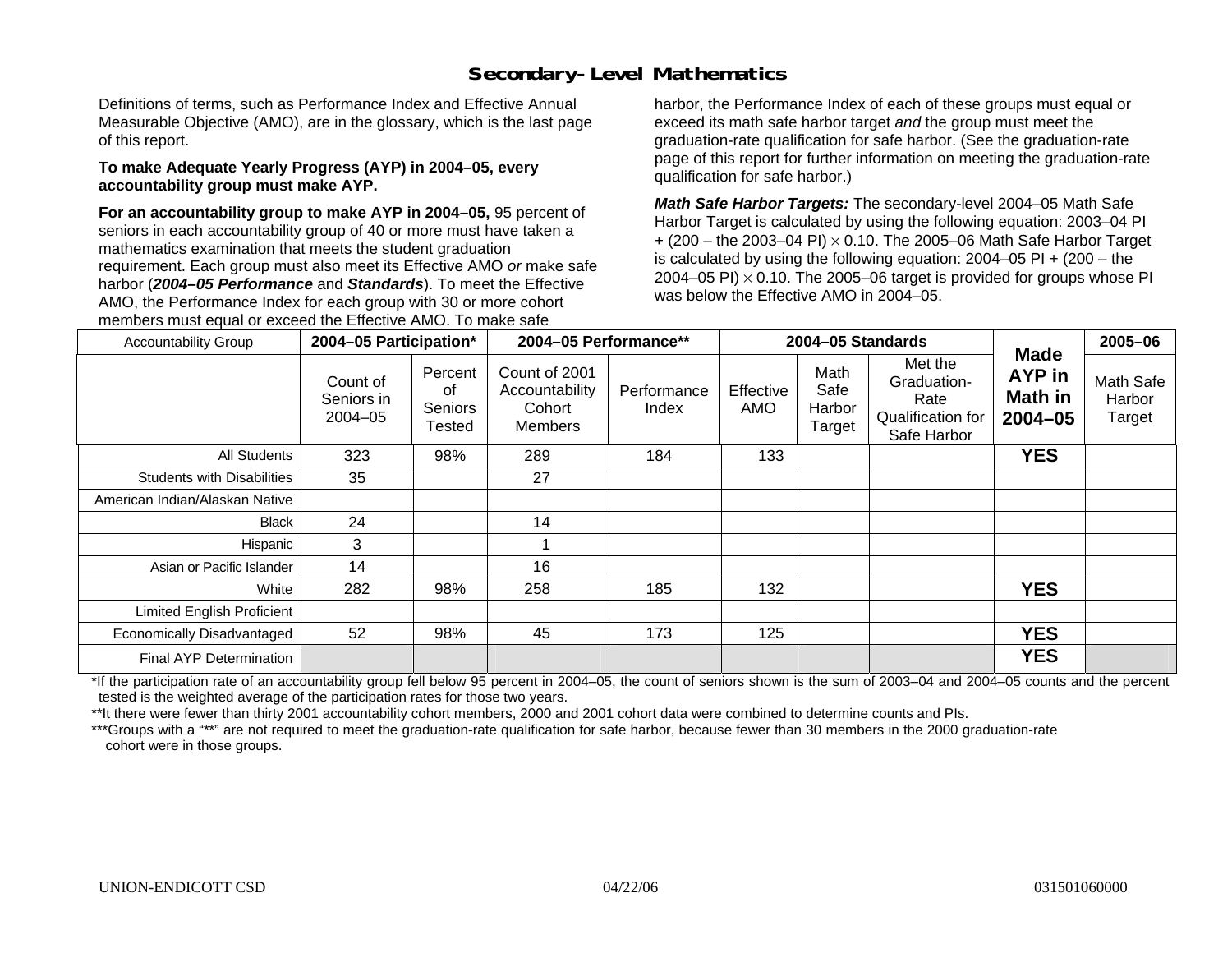## Secondary-Level Mathematics

Definitions of terms, such as Performance Index and Effective Annual Measurable Objective (AMO), are in the glossary, which is the last page of this report.

**To make Adequate Yearly Progress (AYP) in 2004–05, every accountability group must make AYP.**

**For an accountability group to make AYP in 2004–05,** 95 percent of seniors in each accountability group of 40 or more must have taken a mathematics examination that meets the student graduation requirement. Each group must also meet its Effective AMO *or* make safe harbor (***2004–05 Performance*** and ***Standards***). To meet the Effective AMO, the Performance Index for each group with 30 or more cohort members must equal or exceed the Effective AMO. To make safe harbor, the Performance Index of each of these groups must equal or exceed its math safe harbor target *and* the group must meet the graduation-rate qualification for safe harbor. (See the graduation-rate page of this report for further information on meeting the graduation-rate qualification for safe harbor.)

***Math Safe Harbor Targets:*** The secondary-level 2004–05 Math Safe Harbor Target is calculated by using the following equation: 2003–04 PI + (200 – the 2003–04 PI) $\times$ 0.10. The 2005–06 Math Safe Harbor Target is calculated by using the following equation: 2004–05 PI + (200 – the 2004–05 PI) $\times$ 0.10. The 2005–06 target is provided for groups whose PI was below the Effective AMO in 2004–05.

| Accountability Group | 2004–05 Participation* | | 2004–05 Performance** | | 2004–05 Standards | | | Made AYP in Math in 2004–05 | 2005–06 |
|---|---|---|---|---|---|---|---|---|---|
| | Count of Seniors in 2004–05 | Percent of Seniors Tested | Count of 2001 Accountability Cohort Members | Performance Index | Effective AMO | Math Safe Harbor Target | Met the Graduation-Rate Qualification for Safe Harbor | | Math Safe Harbor Target |
| All Students | 323 | 98% | 289 | 184 | 133 | | | **YES** | |
| Students with Disabilities | 35 | | 27 | | | | | | |
| American Indian/Alaskan Native | | | | | | | | | |
| Black | 24 | | 14 | | | | | | |
| Hispanic | 3 | | 1 | | | | | | |
| Asian or Pacific Islander | 14 | | 16 | | | | | | |
| White | 282 | 98% | 258 | 185 | 132 | | | **YES** | |
| Limited English Proficient | | | | | | | | | |
| Economically Disadvantaged | 52 | 98% | 45 | 173 | 125 | | | **YES** | |
| Final AYP Determination | | | | | | | | **YES** | |

*If the participation rate of an accountability group fell below 95 percent in 2004–05, the count of seniors shown is the sum of 2003–04 and 2004–05 counts and the percent tested is the weighted average of the participation rates for those two years.

**It there were fewer than thirty 2001 accountability cohort members, 2000 and 2001 cohort data were combined to determine counts and PIs.

***Groups with a "**" are not required to meet the graduation-rate qualification for safe harbor, because fewer than 30 members in the 2000 graduation-rate cohort were in those groups.

UNION-ENDICOTT CSD 04/22/06 031501060000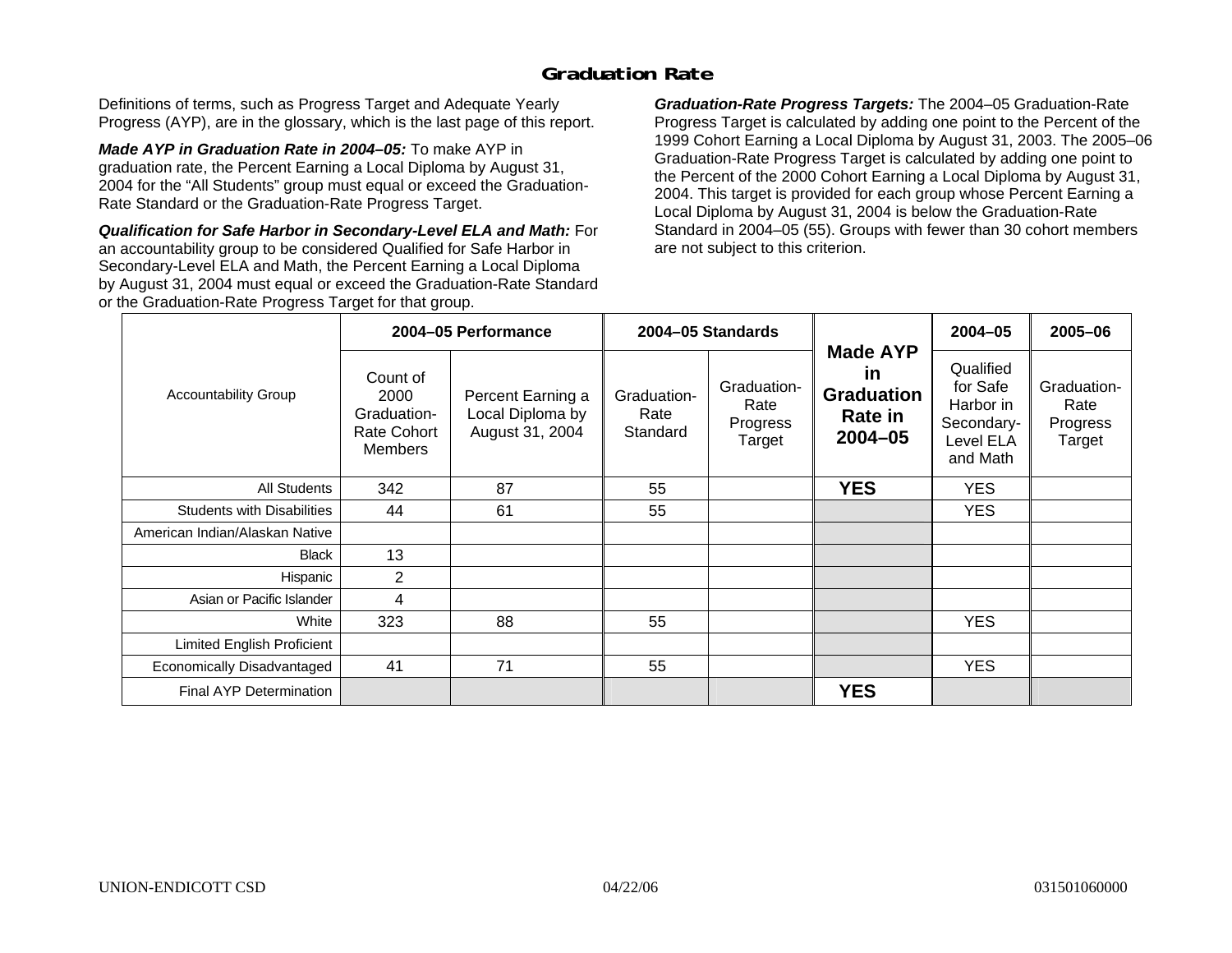## Graduation Rate

Definitions of terms, such as Progress Target and Adequate Yearly Progress (AYP), are in the glossary, which is the last page of this report.

***Made AYP in Graduation Rate in 2004–05:*** To make AYP in graduation rate, the Percent Earning a Local Diploma by August 31, 2004 for the "All Students" group must equal or exceed the Graduation-Rate Standard or the Graduation-Rate Progress Target.

***Qualification for Safe Harbor in Secondary-Level ELA and Math:*** For an accountability group to be considered Qualified for Safe Harbor in Secondary-Level ELA and Math, the Percent Earning a Local Diploma by August 31, 2004 must equal or exceed the Graduation-Rate Standard or the Graduation-Rate Progress Target for that group.

***Graduation-Rate Progress Targets:*** The 2004–05 Graduation-Rate Progress Target is calculated by adding one point to the Percent of the 1999 Cohort Earning a Local Diploma by August 31, 2003. The 2005–06 Graduation-Rate Progress Target is calculated by adding one point to the Percent of the 2000 Cohort Earning a Local Diploma by August 31, 2004. This target is provided for each group whose Percent Earning a Local Diploma by August 31, 2004 is below the Graduation-Rate Standard in 2004–05 (55). Groups with fewer than 30 cohort members are not subject to this criterion.

| Accountability Group | 2004–05 Performance | | 2004–05 Standards | | Made AYP in Graduation Rate in 2004–05 | 2004–05 | 2005–06 |
|---|---|---|---|---|---|---|---|
| | Count of 2000 Graduation-Rate Cohort Members | Percent Earning a Local Diploma by August 31, 2004 | Graduation-Rate Standard | Graduation-Rate Progress Target | | Qualified for Safe Harbor in Secondary-Level ELA and Math | Graduation-Rate Progress Target |
| All Students | 342 | 87 | 55 | | **YES** | YES | |
| Students with Disabilities | 44 | 61 | 55 | | | YES | |
| American Indian/Alaskan Native | | | | | | | |
| Black | 13 | | | | | | |
| Hispanic | 2 | | | | | | |
| Asian or Pacific Islander | 4 | | | | | | |
| White | 323 | 88 | 55 | | | YES | |
| Limited English Proficient | | | | | | | |
| Economically Disadvantaged | 41 | 71 | 55 | | | YES | |
| Final AYP Determination | | | | | **YES** | | |

UNION-ENDICOTT CSD 04/22/06 031501060000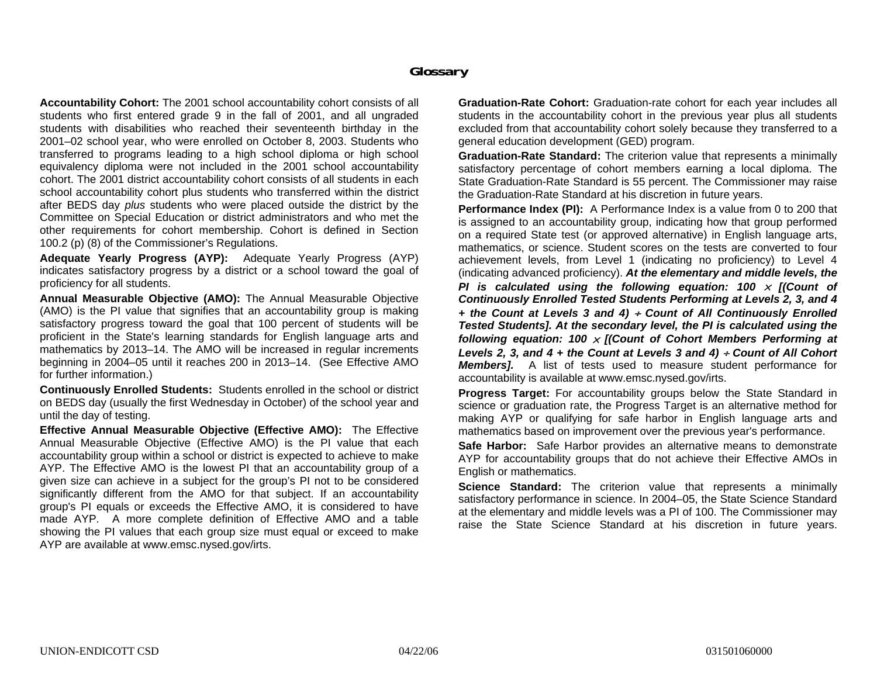# Glossary

**Accountability Cohort:** The 2001 school accountability cohort consists of all students who first entered grade 9 in the fall of 2001, and all ungraded students with disabilities who reached their seventeenth birthday in the 2001–02 school year, who were enrolled on October 8, 2003. Students who transferred to programs leading to a high school diploma or high school equivalency diploma were not included in the 2001 school accountability cohort. The 2001 district accountability cohort consists of all students in each school accountability cohort plus students who transferred within the district after BEDS day *plus* students who were placed outside the district by the Committee on Special Education or district administrators and who met the other requirements for cohort membership. Cohort is defined in Section 100.2 (p) (8) of the Commissioner's Regulations.

**Adequate Yearly Progress (AYP):** Adequate Yearly Progress (AYP) indicates satisfactory progress by a district or a school toward the goal of proficiency for all students.

**Annual Measurable Objective (AMO):** The Annual Measurable Objective (AMO) is the PI value that signifies that an accountability group is making satisfactory progress toward the goal that 100 percent of students will be proficient in the State's learning standards for English language arts and mathematics by 2013–14. The AMO will be increased in regular increments beginning in 2004–05 until it reaches 200 in 2013–14. (See Effective AMO for further information.)

**Continuously Enrolled Students:** Students enrolled in the school or district on BEDS day (usually the first Wednesday in October) of the school year and until the day of testing.

**Effective Annual Measurable Objective (Effective AMO):** The Effective Annual Measurable Objective (Effective AMO) is the PI value that each accountability group within a school or district is expected to achieve to make AYP. The Effective AMO is the lowest PI that an accountability group of a given size can achieve in a subject for the group's PI not to be considered significantly different from the AMO for that subject. If an accountability group's PI equals or exceeds the Effective AMO, it is considered to have made AYP. A more complete definition of Effective AMO and a table showing the PI values that each group size must equal or exceed to make AYP are available at www.emsc.nysed.gov/irts.

**Graduation-Rate Cohort:** Graduation-rate cohort for each year includes all students in the accountability cohort in the previous year plus all students excluded from that accountability cohort solely because they transferred to a general education development (GED) program.

**Graduation-Rate Standard:** The criterion value that represents a minimally satisfactory percentage of cohort members earning a local diploma. The State Graduation-Rate Standard is 55 percent. The Commissioner may raise the Graduation-Rate Standard at his discretion in future years.

**Performance Index (PI):** A Performance Index is a value from 0 to 200 that is assigned to an accountability group, indicating how that group performed on a required State test (or approved alternative) in English language arts, mathematics, or science. Student scores on the tests are converted to four achievement levels, from Level 1 (indicating no proficiency) to Level 4 (indicating advanced proficiency). ***At the elementary and middle levels, the PI is calculated using the following equation: 100 × [(Count of Continuously Enrolled Tested Students Performing at Levels 2, 3, and 4 + the Count at Levels 3 and 4) ÷ Count of All Continuously Enrolled Tested Students]. At the secondary level, the PI is calculated using the following equation: 100 × [(Count of Cohort Members Performing at Levels 2, 3, and 4 + the Count at Levels 3 and 4) ÷ Count of All Cohort Members].*** A list of tests used to measure student performance for accountability is available at www.emsc.nysed.gov/irts.

**Progress Target:** For accountability groups below the State Standard in science or graduation rate, the Progress Target is an alternative method for making AYP or qualifying for safe harbor in English language arts and mathematics based on improvement over the previous year's performance.

**Safe Harbor:** Safe Harbor provides an alternative means to demonstrate AYP for accountability groups that do not achieve their Effective AMOs in English or mathematics.

**Science Standard:** The criterion value that represents a minimally satisfactory performance in science. In 2004–05, the State Science Standard at the elementary and middle levels was a PI of 100. The Commissioner may raise the State Science Standard at his discretion in future years.